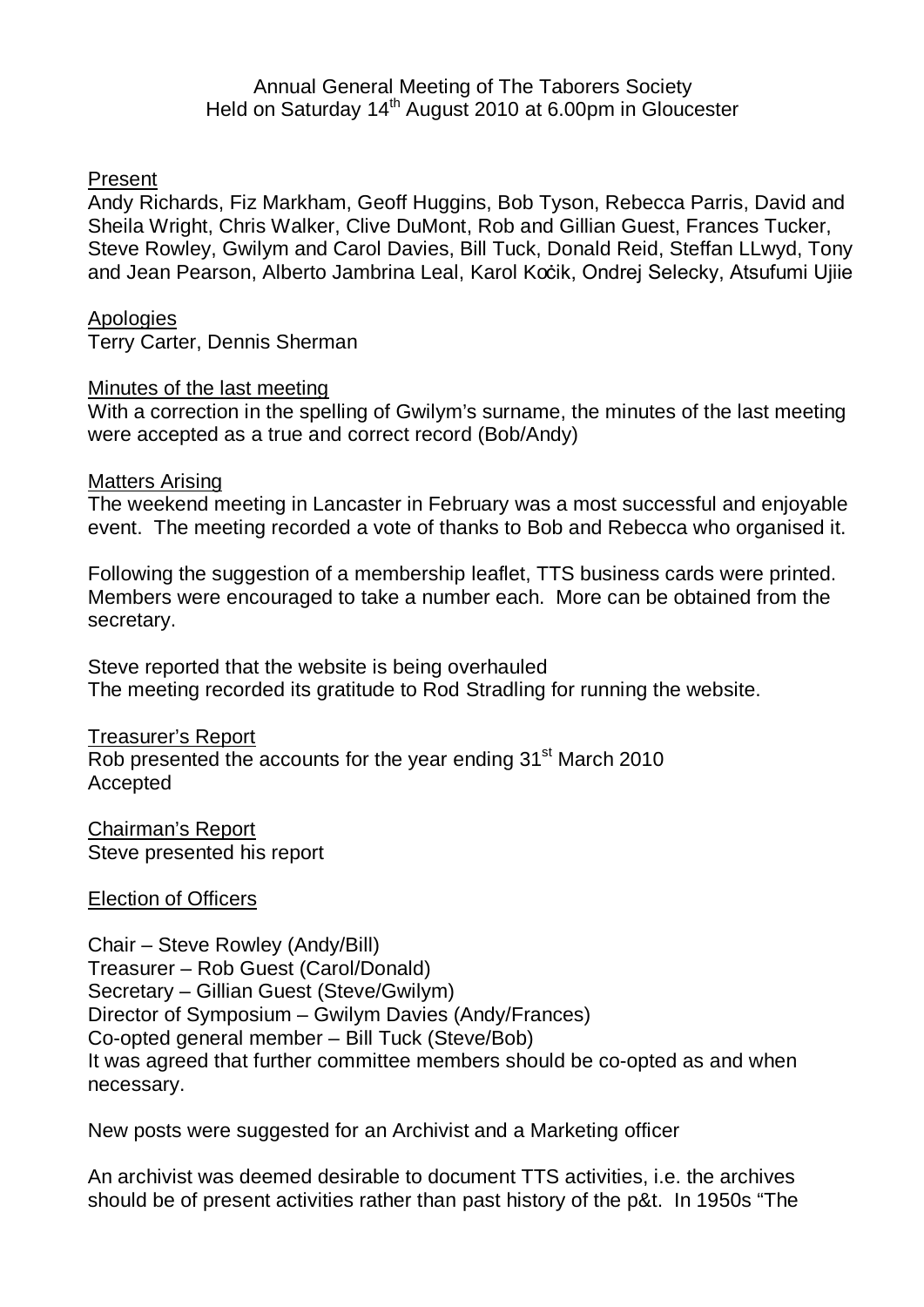Annual General Meeting of The Taborers Society
Held on Saturday 14th August 2010 at 6.00pm in Gloucester

## Present

Andy Richards, Fiz Markham, Geoff Huggins, Bob Tyson, Rebecca Parris, David and Sheila Wright, Chris Walker, Clive DuMont, Rob and Gillian Guest, Frances Tucker, Steve Rowley, Gwilym and Carol Davies, Bill Tuck, Donald Reid, Steffan LLwyd, Tony and Jean Pearson, Alberto Jambrina Leal, Karol Koċik, Ondrej Selecky, Atsufumi Ujiie

## Apologies

Terry Carter, Dennis Sherman

## Minutes of the last meeting

With a correction in the spelling of Gwilym's surname, the minutes of the last meeting were accepted as a true and correct record (Bob/Andy)

## Matters Arising

The weekend meeting in Lancaster in February was a most successful and enjoyable event. The meeting recorded a vote of thanks to Bob and Rebecca who organised it.

Following the suggestion of a membership leaflet, TTS business cards were printed. Members were encouraged to take a number each. More can be obtained from the secretary.

Steve reported that the website is being overhauled
The meeting recorded its gratitude to Rod Stradling for running the website.

## Treasurer's Report

Rob presented the accounts for the year ending 31st March 2010
Accepted

## Chairman's Report

Steve presented his report

## Election of Officers

Chair – Steve Rowley (Andy/Bill)
Treasurer – Rob Guest (Carol/Donald)
Secretary – Gillian Guest (Steve/Gwilym)
Director of Symposium – Gwilym Davies (Andy/Frances)
Co-opted general member – Bill Tuck (Steve/Bob)
It was agreed that further committee members should be co-opted as and when necessary.

New posts were suggested for an Archivist and a Marketing officer

An archivist was deemed desirable to document TTS activities, i.e. the archives should be of present activities rather than past history of the p&t. In 1950s "The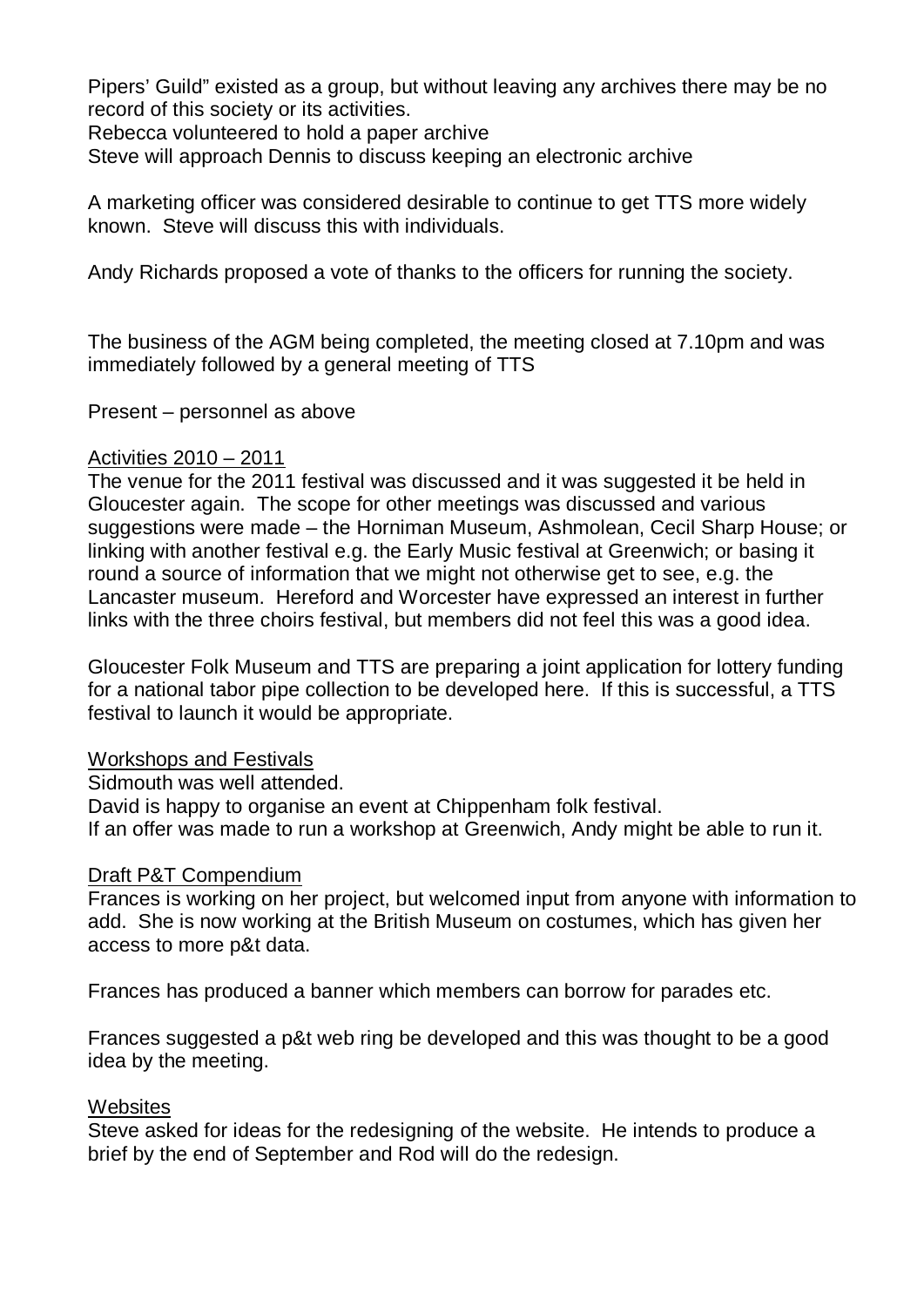Pipers' Guild" existed as a group, but without leaving any archives there may be no record of this society or its activities.
Rebecca volunteered to hold a paper archive
Steve will approach Dennis to discuss keeping an electronic archive

A marketing officer was considered desirable to continue to get TTS more widely known. Steve will discuss this with individuals.

Andy Richards proposed a vote of thanks to the officers for running the society.

The business of the AGM being completed, the meeting closed at 7.10pm and was immediately followed by a general meeting of TTS

Present – personnel as above

Activities 2010 – 2011

The venue for the 2011 festival was discussed and it was suggested it be held in Gloucester again. The scope for other meetings was discussed and various suggestions were made – the Horniman Museum, Ashmolean, Cecil Sharp House; or linking with another festival e.g. the Early Music festival at Greenwich; or basing it round a source of information that we might not otherwise get to see, e.g. the Lancaster museum. Hereford and Worcester have expressed an interest in further links with the three choirs festival, but members did not feel this was a good idea.

Gloucester Folk Museum and TTS are preparing a joint application for lottery funding for a national tabor pipe collection to be developed here. If this is successful, a TTS festival to launch it would be appropriate.

Workshops and Festivals

Sidmouth was well attended.
David is happy to organise an event at Chippenham folk festival.
If an offer was made to run a workshop at Greenwich, Andy might be able to run it.

Draft P&T Compendium

Frances is working on her project, but welcomed input from anyone with information to add. She is now working at the British Museum on costumes, which has given her access to more p&t data.

Frances has produced a banner which members can borrow for parades etc.

Frances suggested a p&t web ring be developed and this was thought to be a good idea by the meeting.

Websites

Steve asked for ideas for the redesigning of the website. He intends to produce a brief by the end of September and Rod will do the redesign.